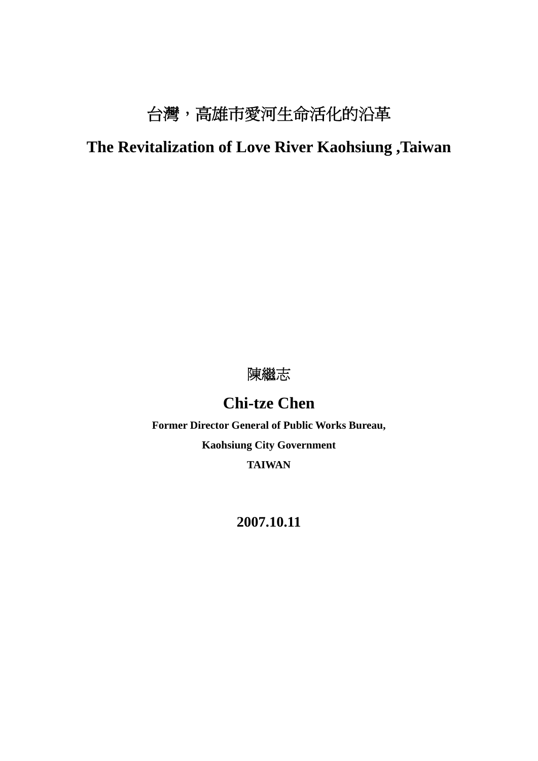# 台灣，高雄市愛河生命活化的沿革

# The Revitalization of Love River Kaohsiung ,Taiwan

陳繼志

**Chi-tze Chen**

**Former Director General of Public Works Bureau,**

**Kaohsiung City Government**

**TAIWAN**

**2007.10.11**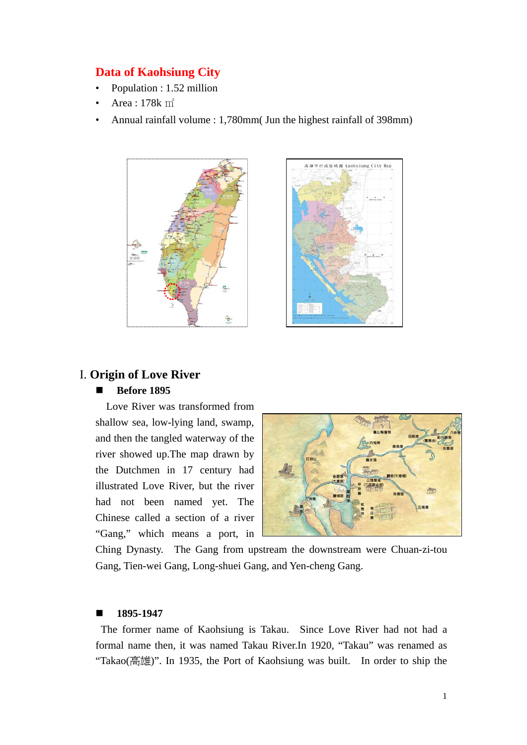## Data of Kaohsiung City

- Population : 1.52 million
- Area : 178k ㎡
- Annual rainfall volume : 1,780mm( Jun the highest rainfall of 398mm)

# I. Origin of Love River

### ■ Before 1895

Love River was transformed from shallow sea, low-lying land, swamp, and then the tangled waterway of the river showed up.The map drawn by the Dutchmen in 17 century had illustrated Love River, but the river had not been named yet. The Chinese called a section of a river “Gang,” which means a port, in Ching Dynasty. The Gang from upstream the downstream were Chuan-zi-tou Gang, Tien-wei Gang, Long-shuei Gang, and Yen-cheng Gang.

### ■ 1895-1947

The former name of Kaohsiung is Takau. Since Love River had not had a formal name then, it was named Takau River.In 1920, “Takau” was renamed as “Takao(高雄)”. In 1935, the Port of Kaohsiung was built. In order to ship the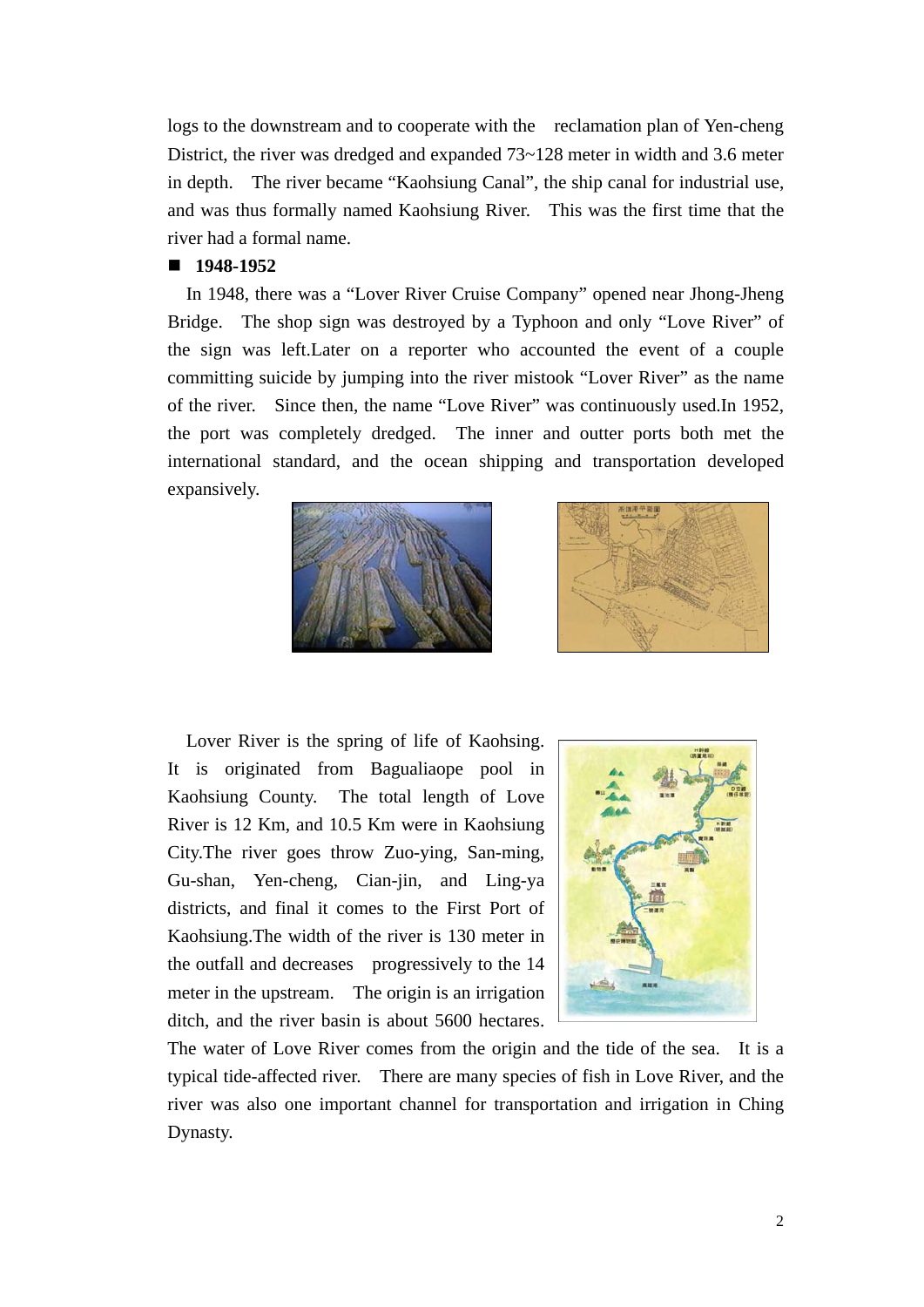logs to the downstream and to cooperate with the reclamation plan of Yen-cheng District, the river was dredged and expanded 73~128 meter in width and 3.6 meter in depth. The river became "Kaohsiung Canal", the ship canal for industrial use, and was thus formally named Kaohsiung River. This was the first time that the river had a formal name.

- **1948-1952**

In 1948, there was a "Lover River Cruise Company" opened near Jhong-Jheng Bridge. The shop sign was destroyed by a Typhoon and only "Love River" of the sign was left.Later on a reporter who accounted the event of a couple committing suicide by jumping into the river mistook "Lover River" as the name of the river. Since then, the name "Love River" was continuously used.In 1952, the port was completely dredged. The inner and outter ports both met the international standard, and the ocean shipping and transportation developed expansively.

Lover River is the spring of life of Kaohsing. It is originated from Bagualiaope pool in Kaohsiung County. The total length of Love River is 12 Km, and 10.5 Km were in Kaohsiung City.The river goes throw Zuo-ying, San-ming, Gu-shan, Yen-cheng, Cian-jin, and Ling-ya districts, and final it comes to the First Port of Kaohsiung.The width of the river is 130 meter in the outfall and decreases progressively to the 14 meter in the upstream. The origin is an irrigation ditch, and the river basin is about 5600 hectares. The water of Love River comes from the origin and the tide of the sea. It is a typical tide-affected river. There are many species of fish in Love River, and the river was also one important channel for transportation and irrigation in Ching Dynasty.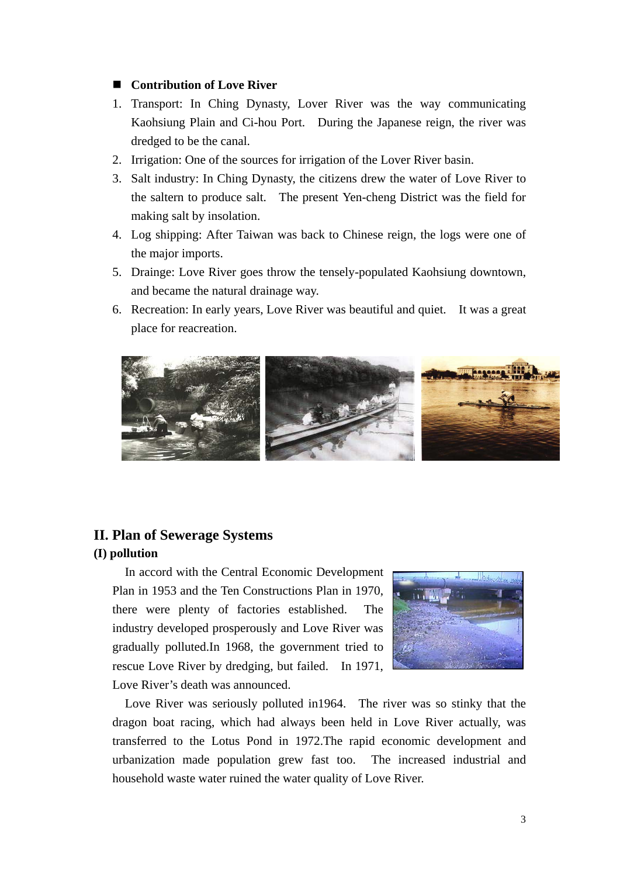**Contribution of Love River**

1. Transport: In Ching Dynasty, Lover River was the way communicating Kaohsiung Plain and Ci-hou Port. During the Japanese reign, the river was dredged to be the canal.
2. Irrigation: One of the sources for irrigation of the Lover River basin.
3. Salt industry: In Ching Dynasty, the citizens drew the water of Love River to the saltern to produce salt. The present Yen-cheng District was the field for making salt by insolation.
4. Log shipping: After Taiwan was back to Chinese reign, the logs were one of the major imports.
5. Drainge: Love River goes throw the tensely-populated Kaohsiung downtown, and became the natural drainage way.
6. Recreation: In early years, Love River was beautiful and quiet. It was a great place for reacreation.

## II. Plan of Sewerage Systems

### (I) pollution

In accord with the Central Economic Development Plan in 1953 and the Ten Constructions Plan in 1970, there were plenty of factories established. The industry developed prosperously and Love River was gradually polluted.In 1968, the government tried to rescue Love River by dredging, but failed. In 1971, Love River's death was announced.

Love River was seriously polluted in1964. The river was so stinky that the dragon boat racing, which had always been held in Love River actually, was transferred to the Lotus Pond in 1972.The rapid economic development and urbanization made population grew fast too. The increased industrial and household waste water ruined the water quality of Love River.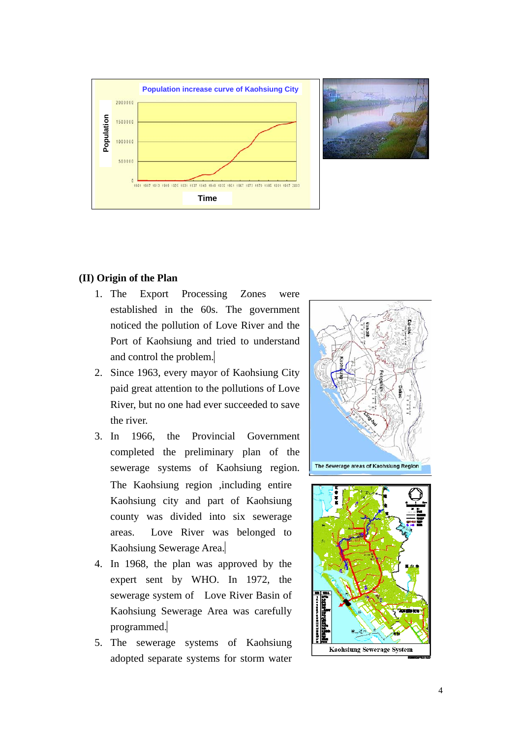## (II) Origin of the Plan

1. The Export Processing Zones were established in the 60s. The government noticed the pollution of Love River and the Port of Kaohsiung and tried to understand and control the problem.
2. Since 1963, every mayor of Kaohsiung City paid great attention to the pollutions of Love River, but no one had ever succeeded to save the river.
3. In 1966, the Provincial Government completed the preliminary plan of the sewerage systems of Kaohsiung region. The Kaohsiung region ,including entire Kaohsiung city and part of Kaohsiung county was divided into six sewerage areas. Love River was belonged to Kaohsiung Sewerage Area.
4. In 1968, the plan was approved by the expert sent by WHO. In 1972, the sewerage system of Love River Basin of Kaohsiung Sewerage Area was carefully programmed.
5. The sewerage systems of Kaohsiung adopted separate systems for storm water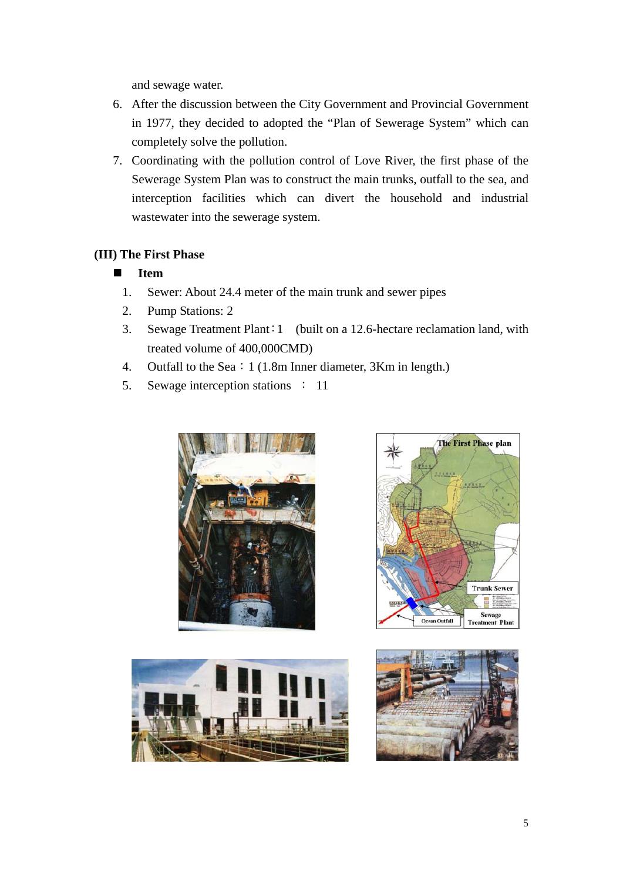and sewage water.

6. After the discussion between the City Government and Provincial Government in 1977, they decided to adopted the “Plan of Sewerage System” which can completely solve the pollution.
7. Coordinating with the pollution control of Love River, the first phase of the Sewerage System Plan was to construct the main trunks, outfall to the sea, and interception facilities which can divert the household and industrial wastewater into the sewerage system.

### (III) The First Phase

- **Item**

1. Sewer: About 24.4 meter of the main trunk and sewer pipes
2. Pump Stations: 2
3. Sewage Treatment Plant：1 (built on a 12.6-hectare reclamation land, with treated volume of 400,000CMD)
4. Outfall to the Sea：1 (1.8m Inner diameter, 3Km in length.)
5. Sewage interception stations ： 11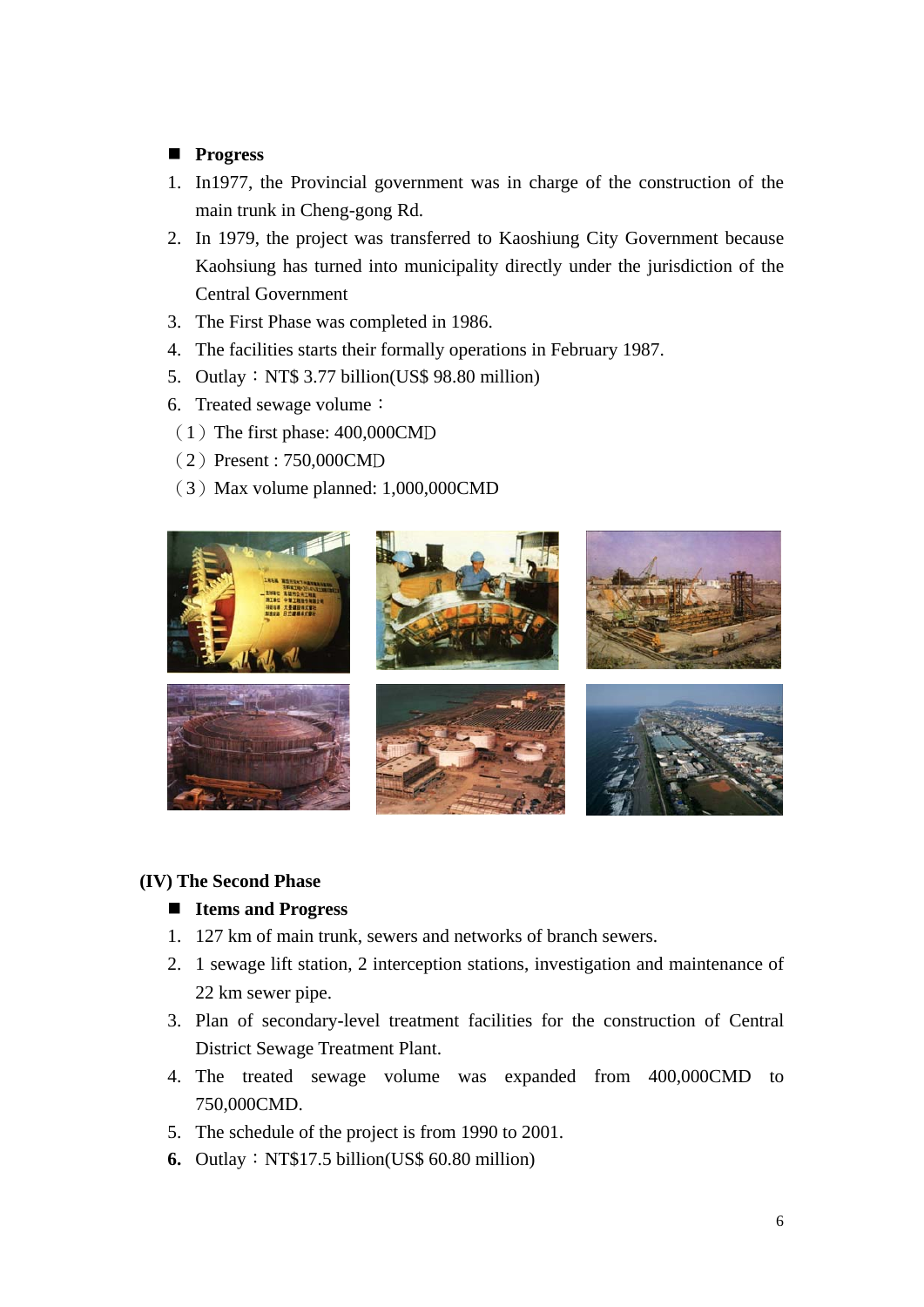- **Progress**

1. In1977, the Provincial government was in charge of the construction of the main trunk in Cheng-gong Rd.
2. In 1979, the project was transferred to Kaoshiung City Government because Kaohsiung has turned into municipality directly under the jurisdiction of the Central Government
3. The First Phase was completed in 1986.
4. The facilities starts their formally operations in February 1987.
5. Outlay：NT$ 3.77 billion(US$ 98.80 million)
6. Treated sewage volume：

（1）The first phase: 400,000CMD

（2）Present : 750,000CMD

（3）Max volume planned: 1,000,000CMD

## (IV) The Second Phase

- **Items and Progress**

1. 127 km of main trunk, sewers and networks of branch sewers.
2. 1 sewage lift station, 2 interception stations, investigation and maintenance of 22 km sewer pipe.
3. Plan of secondary-level treatment facilities for the construction of Central District Sewage Treatment Plant.
4. The treated sewage volume was expanded from 400,000CMD to 750,000CMD.
5. The schedule of the project is from 1990 to 2001.
6. Outlay：NT$17.5 billion(US$ 60.80 million)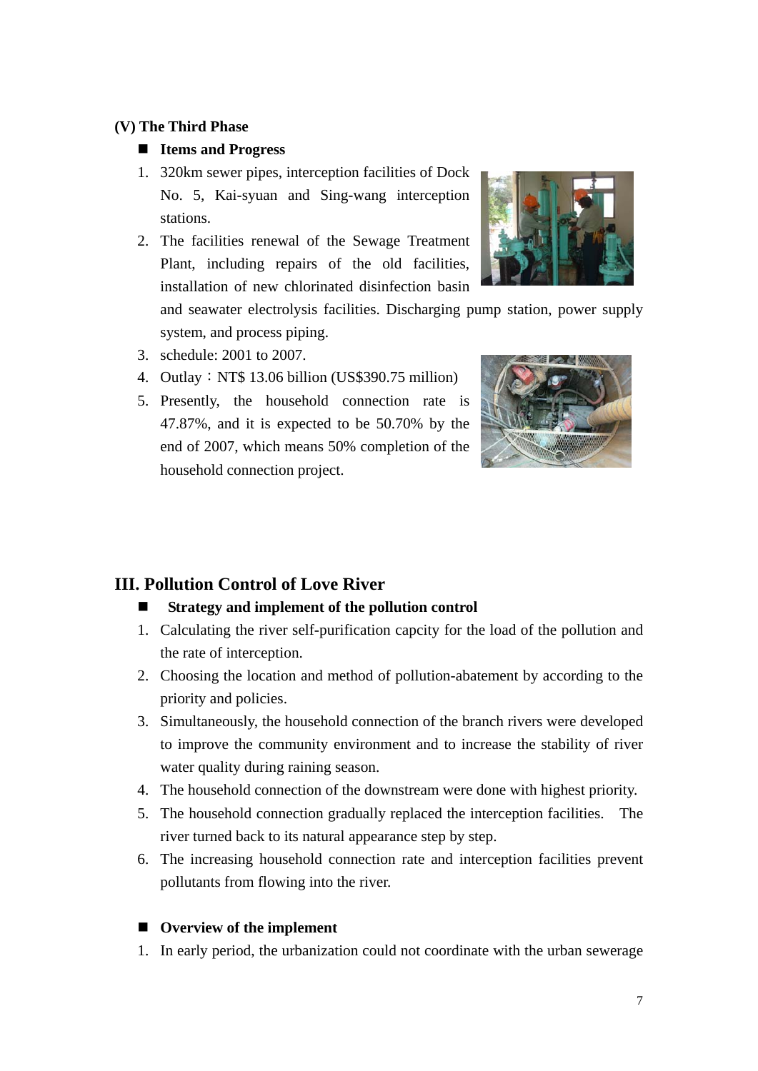### (V) The Third Phase

- **Items and Progress**

1. 320km sewer pipes, interception facilities of Dock No. 5, Kai-syuan and Sing-wang interception stations.
2. The facilities renewal of the Sewage Treatment Plant, including repairs of the old facilities, installation of new chlorinated disinfection basin and seawater electrolysis facilities. Discharging pump station, power supply system, and process piping.
3. schedule: 2001 to 2007.
4. Outlay：NT$ 13.06 billion (US$390.75 million)
5. Presently, the household connection rate is 47.87%, and it is expected to be 50.70% by the end of 2007, which means 50% completion of the household connection project.

## III. Pollution Control of Love River

- **Strategy and implement of the pollution control**

1. Calculating the river self-purification capcity for the load of the pollution and the rate of interception.
2. Choosing the location and method of pollution-abatement by according to the priority and policies.
3. Simultaneously, the household connection of the branch rivers were developed to improve the community environment and to increase the stability of river water quality during raining season.
4. The household connection of the downstream were done with highest priority.
5. The household connection gradually replaced the interception facilities. The river turned back to its natural appearance step by step.
6. The increasing household connection rate and interception facilities prevent pollutants from flowing into the river.

- **Overview of the implement**

1. In early period, the urbanization could not coordinate with the urban sewerage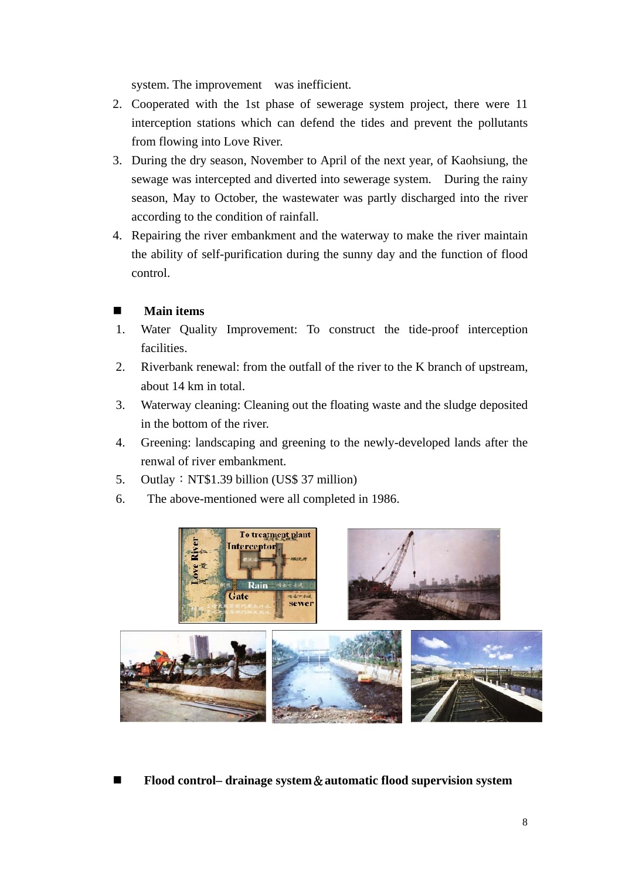system. The improvement was inefficient.

2. Cooperated with the 1st phase of sewerage system project, there were 11 interception stations which can defend the tides and prevent the pollutants from flowing into Love River.
3. During the dry season, November to April of the next year, of Kaohsiung, the sewage was intercepted and diverted into sewerage system. During the rainy season, May to October, the wastewater was partly discharged into the river according to the condition of rainfall.
4. Repairing the river embankment and the waterway to make the river maintain the ability of self-purification during the sunny day and the function of flood control.

## Main items

1. Water Quality Improvement: To construct the tide-proof interception facilities.
2. Riverbank renewal: from the outfall of the river to the K branch of upstream, about 14 km in total.
3. Waterway cleaning: Cleaning out the floating waste and the sludge deposited in the bottom of the river.
4. Greening: landscaping and greening to the newly-developed lands after the renwal of river embankment.
5. Outlay：NT$1.39 billion (US$ 37 million)
6. The above-mentioned were all completed in 1986.

## Flood control– drainage system＆automatic flood supervision system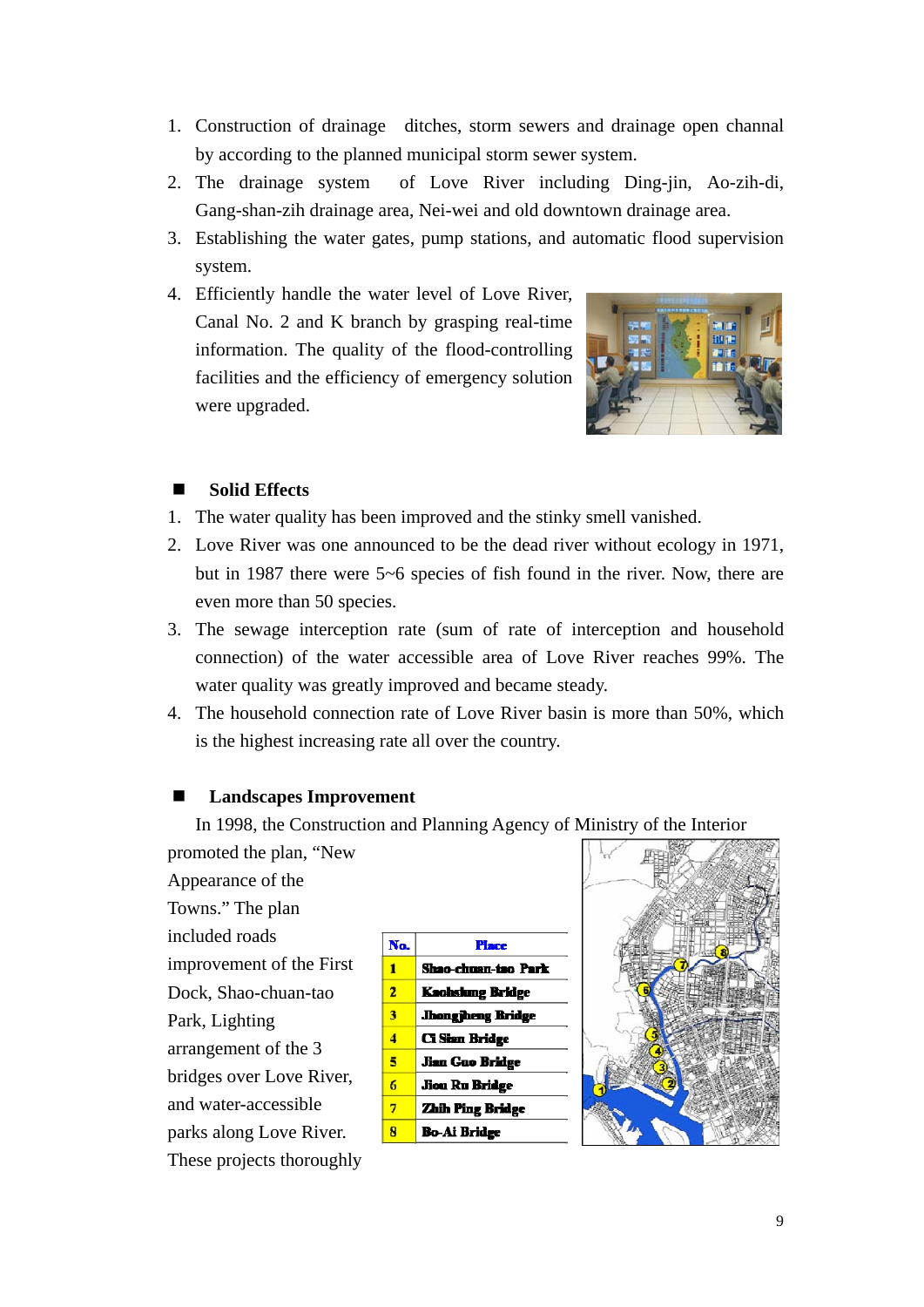1. Construction of drainage ditches, storm sewers and drainage open channal by according to the planned municipal storm sewer system.
2. The drainage system of Love River including Ding-jin, Ao-zih-di, Gang-shan-zih drainage area, Nei-wei and old downtown drainage area.
3. Establishing the water gates, pump stations, and automatic flood supervision system.
4. Efficiently handle the water level of Love River, Canal No. 2 and K branch by grasping real-time information. The quality of the flood-controlling facilities and the efficiency of emergency solution were upgraded.

## Solid Effects

1. The water quality has been improved and the stinky smell vanished.
2. Love River was one announced to be the dead river without ecology in 1971, but in 1987 there were 5~6 species of fish found in the river. Now, there are even more than 50 species.
3. The sewage interception rate (sum of rate of interception and household connection) of the water accessible area of Love River reaches 99%. The water quality was greatly improved and became steady.
4. The household connection rate of Love River basin is more than 50%, which is the highest increasing rate all over the country.

## Landscapes Improvement

In 1998, the Construction and Planning Agency of Ministry of the Interior promoted the plan, "New Appearance of the Towns." The plan included roads improvement of the First Dock, Shao-chuan-tao Park, Lighting arrangement of the 3 bridges over Love River, and water-accessible parks along Love River. These projects thoroughly

| No. | Place |
|---|---|
| 1 | Shao-chuan-tao Park |
| 2 | Kaohsiung Bridge |
| 3 | Jhongjheng Bridge |
| 4 | Ci Sian Bridge |
| 5 | Jian Guo Bridge |
| 6 | Jiou Ru Bridge |
| 7 | Zhih Ping Bridge |
| 8 | Bo-Ai Bridge |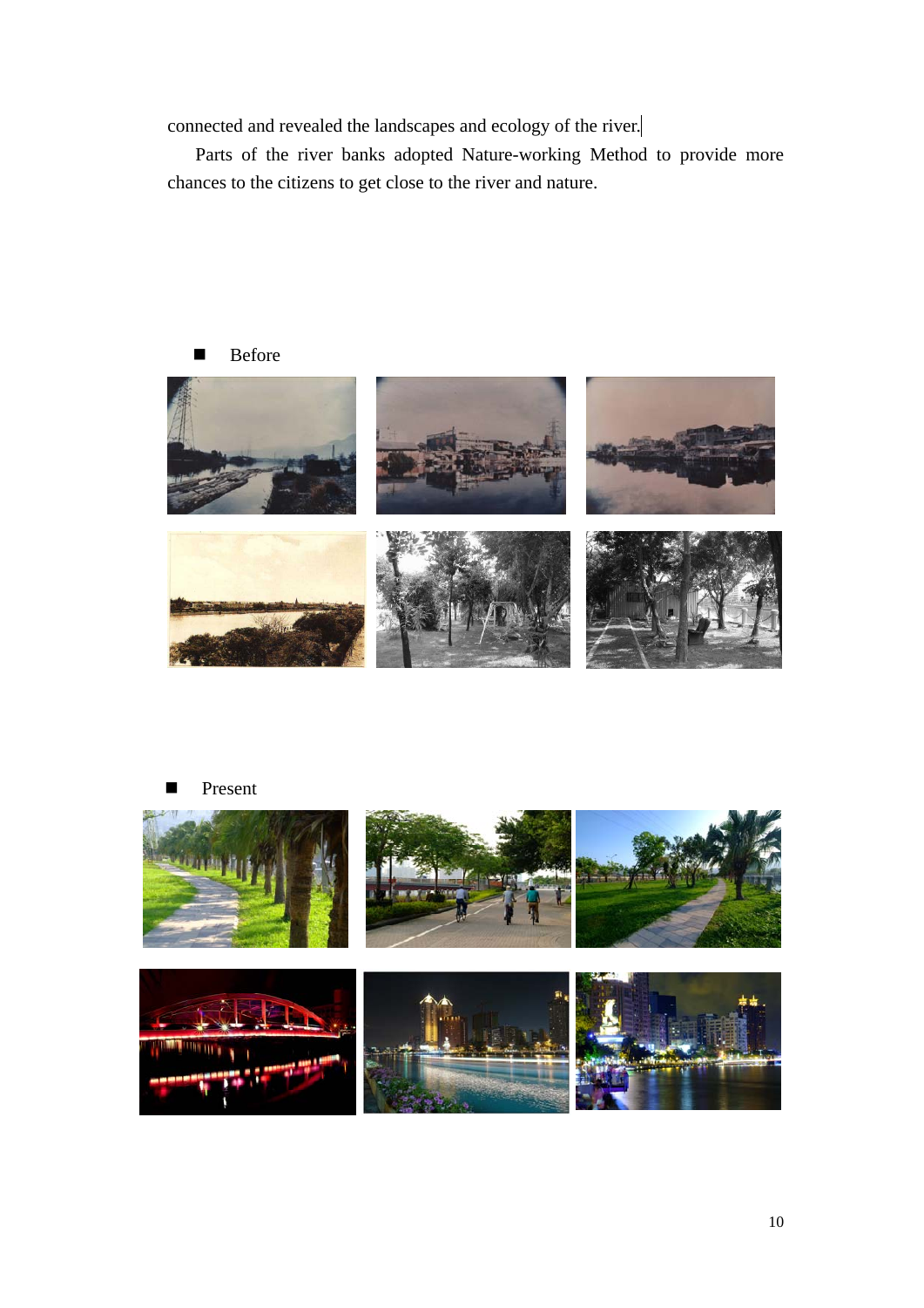connected and revealed the landscapes and ecology of the river.

Parts of the river banks adopted Nature-working Method to provide more chances to the citizens to get close to the river and nature.

- Before

- Present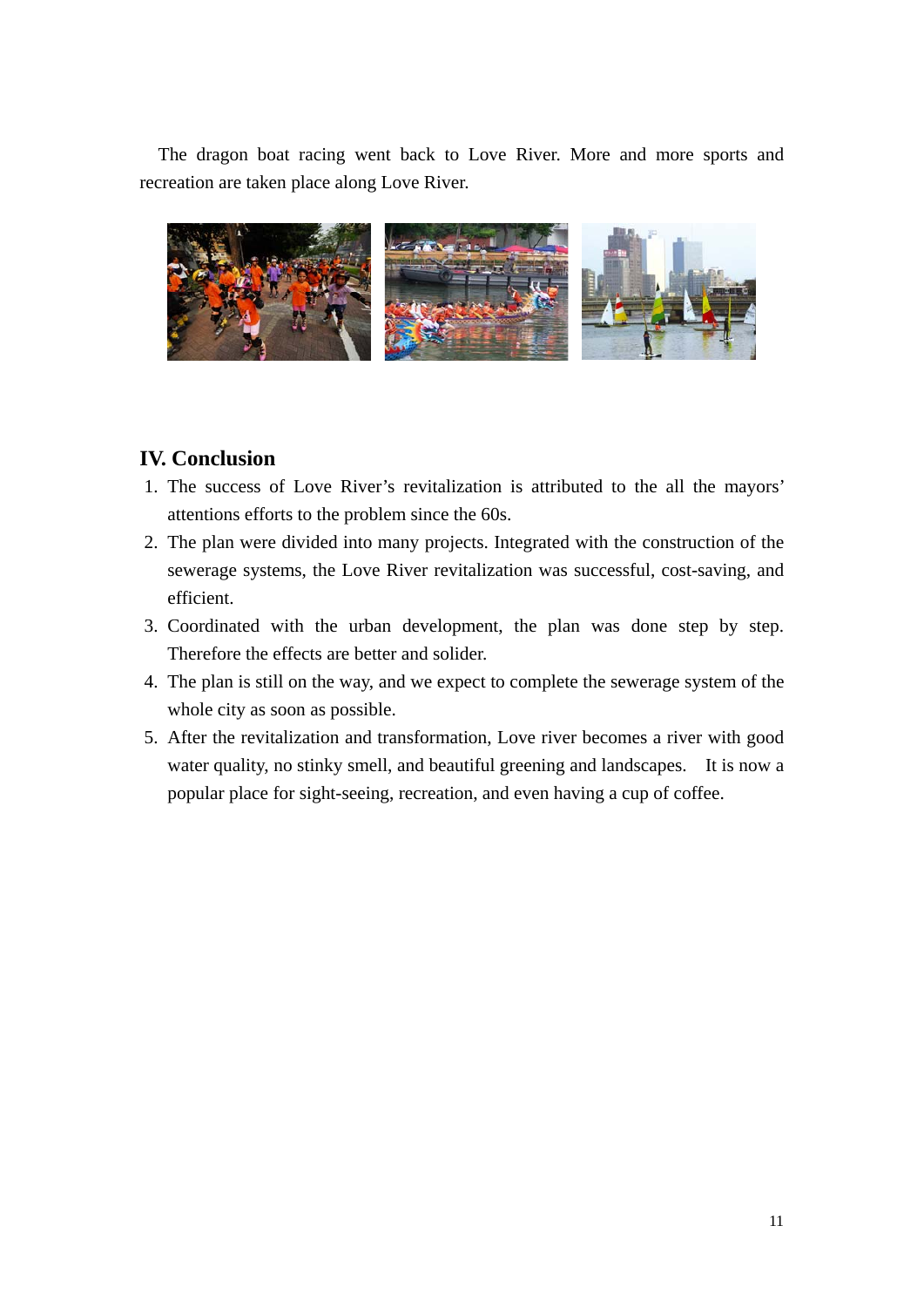The dragon boat racing went back to Love River. More and more sports and recreation are taken place along Love River.

## IV. Conclusion

1. The success of Love River's revitalization is attributed to the all the mayors' attentions efforts to the problem since the 60s.
2. The plan were divided into many projects. Integrated with the construction of the sewerage systems, the Love River revitalization was successful, cost-saving, and efficient.
3. Coordinated with the urban development, the plan was done step by step. Therefore the effects are better and solider.
4. The plan is still on the way, and we expect to complete the sewerage system of the whole city as soon as possible.
5. After the revitalization and transformation, Love river becomes a river with good water quality, no stinky smell, and beautiful greening and landscapes. It is now a popular place for sight-seeing, recreation, and even having a cup of coffee.